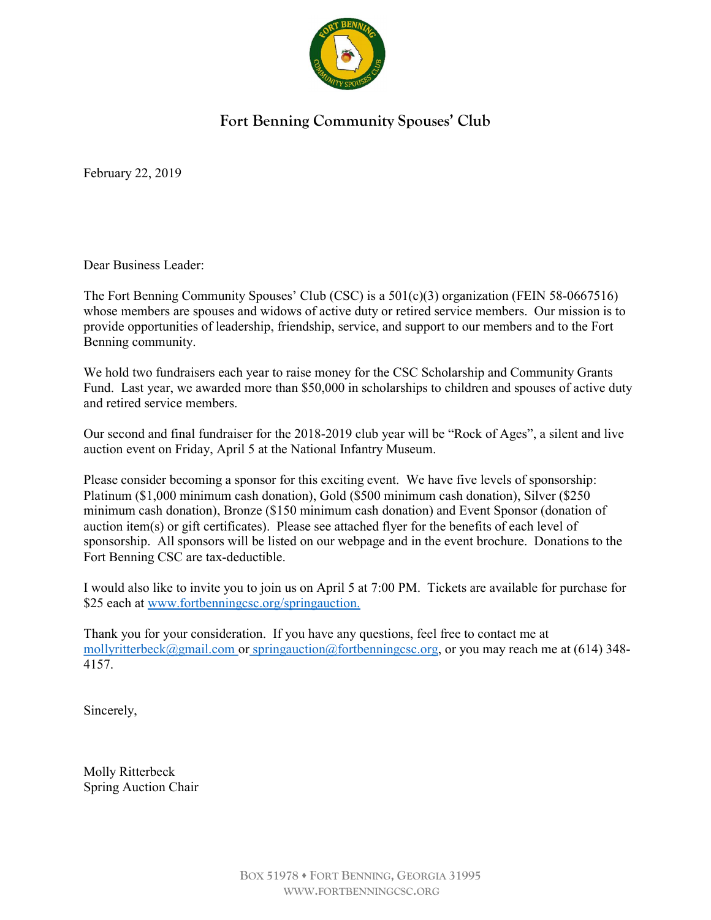# Fort Benning Community Spouses' Club

February 22, 2019

Dear Business Leader:

The Fort Benning Community Spouses' Club (CSC) is a 501(c)(3) organization (FEIN 58-0667516) whose members are spouses and widows of active duty or retired service members. Our mission is to provide opportunities of leadership, friendship, service, and support to our members and to the Fort Benning community.

We hold two fundraisers each year to raise money for the CSC Scholarship and Community Grants Fund. Last year, we awarded more than $50,000 in scholarships to children and spouses of active duty and retired service members.

Our second and final fundraiser for the 2018-2019 club year will be "Rock of Ages", a silent and live auction event on Friday, April 5 at the National Infantry Museum.

Please consider becoming a sponsor for this exciting event. We have five levels of sponsorship: Platinum ($1,000 minimum cash donation), Gold ($500 minimum cash donation), Silver ($250 minimum cash donation), Bronze ($150 minimum cash donation) and Event Sponsor (donation of auction item(s) or gift certificates). Please see attached flyer for the benefits of each level of sponsorship. All sponsors will be listed on our webpage and in the event brochure. Donations to the Fort Benning CSC are tax-deductible.

I would also like to invite you to join us on April 5 at 7:00 PM. Tickets are available for purchase for $25 each at www.fortbenningcsc.org/springauction.

Thank you for your consideration. If you have any questions, feel free to contact me at mollyritterbeck@gmail.com or springauction@fortbenningcsc.org, or you may reach me at (614) 348-4157.

Sincerely,

Molly Ritterbeck
Spring Auction Chair

Box 51978 ♦ Fort Benning, Georgia 31995
www.fortbenningcsc.org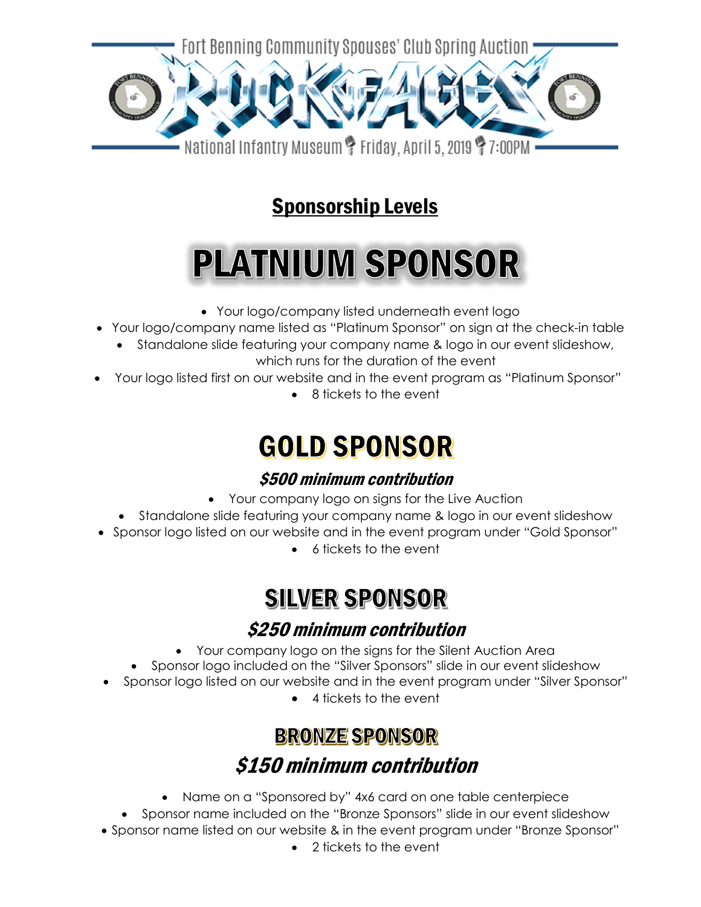Fort Benning Community Spouses' Club Spring Auction

# ROCK OF AGES

National Infantry Museum • Friday, April 5, 2019 • 7:00PM

## Sponsorship Levels

# PLATNIUM SPONSOR

- Your logo/company listed underneath event logo
- Your logo/company name listed as "Platinum Sponsor" on sign at the check-in table
- Standalone slide featuring your company name & logo in our event slideshow, which runs for the duration of the event
- Your logo listed first on our website and in the event program as "Platinum Sponsor"
- 8 tickets to the event

# GOLD SPONSOR

### *$500 minimum contribution*

- Your company logo on signs for the Live Auction
- Standalone slide featuring your company name & logo in our event slideshow
- Sponsor logo listed on our website and in the event program under "Gold Sponsor"
- 6 tickets to the event

# SILVER SPONSOR

### *$250 minimum contribution*

- Your company logo on the signs for the Silent Auction Area
- Sponsor logo included on the "Silver Sponsors" slide in our event slideshow
- Sponsor logo listed on our website and in the event program under "Silver Sponsor"
- 4 tickets to the event

# BRONZE SPONSOR

### *$150 minimum contribution*

- Name on a "Sponsored by" 4x6 card on one table centerpiece
- Sponsor name included on the "Bronze Sponsors" slide in our event slideshow
- Sponsor name listed on our website & in the event program under "Bronze Sponsor"
- 2 tickets to the event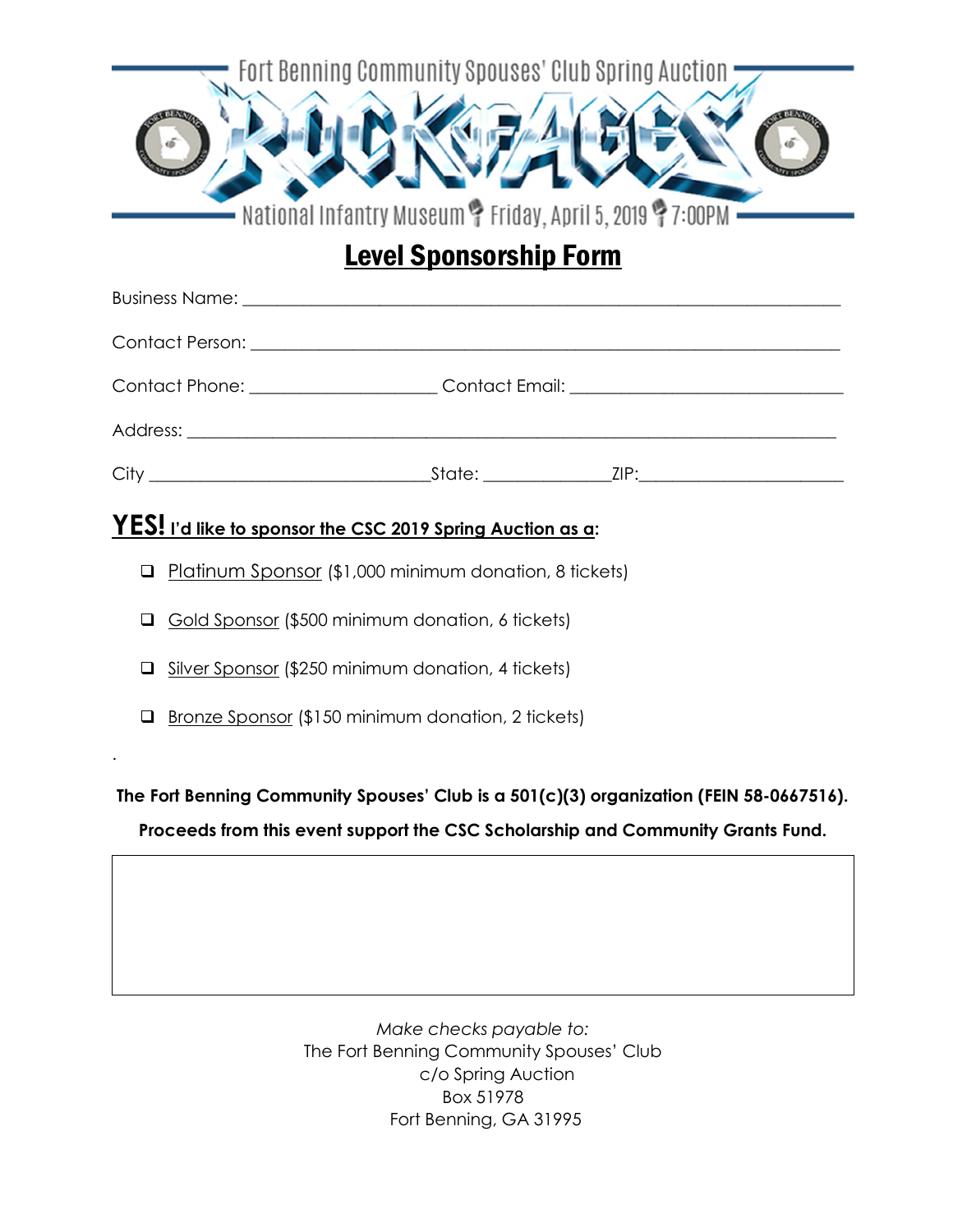Fort Benning Community Spouses' Club Spring Auction

# ROCK of AGES

National Infantry Museum Friday, April 5, 2019 7:00PM

## Level Sponsorship Form

Business Name: ______________________________________________________________________

Contact Person: ______________________________________________________________________

Contact Phone: ____________________ Contact Email: ____________________________

Address: ____________________________________________________________________________

City ______________________________State: _____________ZIP:_____________________

**YES! I'd like to sponsor the CSC 2019 Spring Auction as a:**

- ❑ Platinum Sponsor ($1,000 minimum donation, 8 tickets)
- ❑ Gold Sponsor ($500 minimum donation, 6 tickets)
- ❑ Silver Sponsor ($250 minimum donation, 4 tickets)
- ❑ Bronze Sponsor ($150 minimum donation, 2 tickets)

.

**The Fort Benning Community Spouses' Club is a 501(c)(3) organization (FEIN 58-0667516).**

**Proceeds from this event support the CSC Scholarship and Community Grants Fund.**

*Make checks payable to:*
The Fort Benning Community Spouses' Club
c/o Spring Auction
Box 51978
Fort Benning, GA 31995